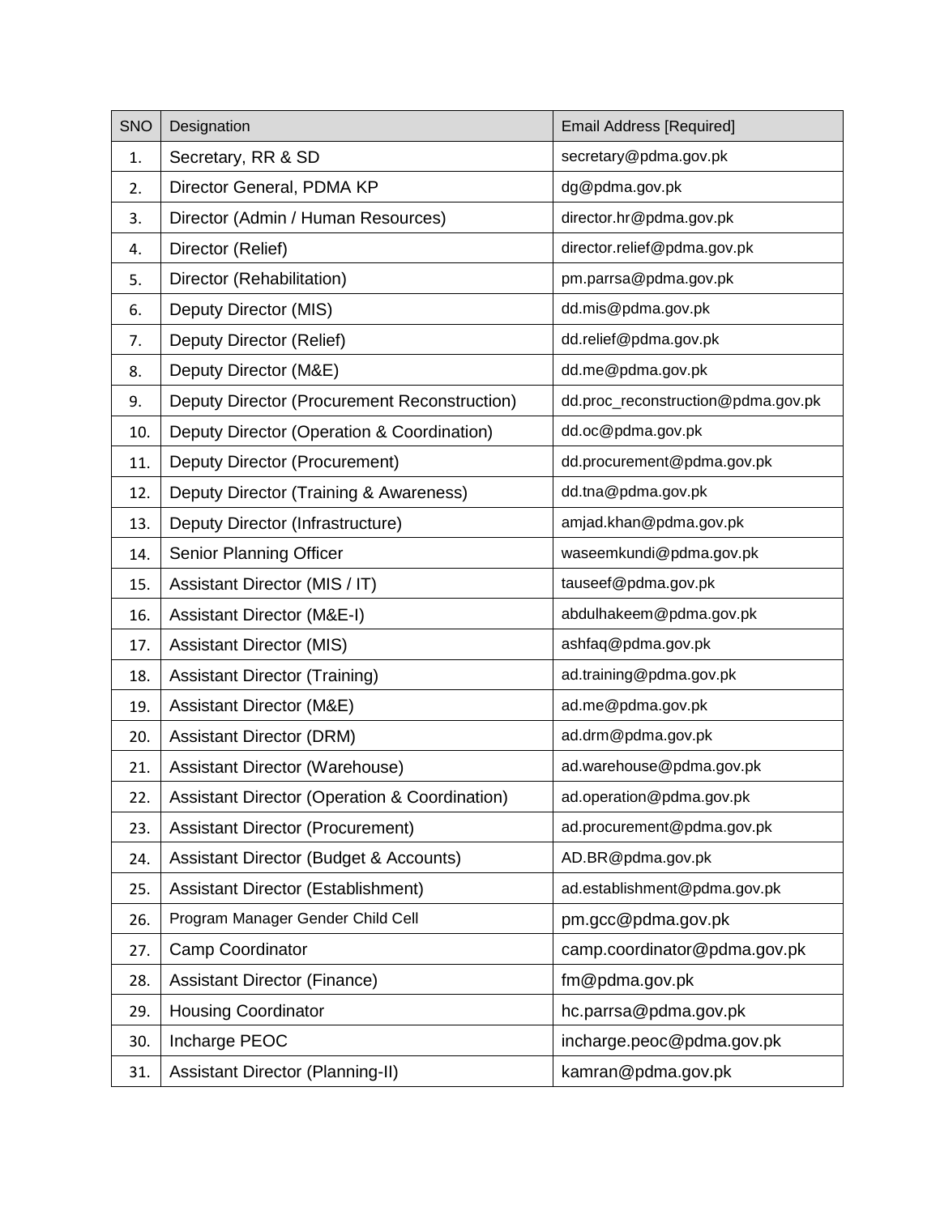| SNO | Designation | Email Address [Required] |
|---|---|---|
| 1. | Secretary, RR & SD | secretary@pdma.gov.pk |
| 2. | Director General, PDMA KP | dg@pdma.gov.pk |
| 3. | Director (Admin / Human Resources) | director.hr@pdma.gov.pk |
| 4. | Director (Relief) | director.relief@pdma.gov.pk |
| 5. | Director (Rehabilitation) | pm.parrsa@pdma.gov.pk |
| 6. | Deputy Director (MIS) | dd.mis@pdma.gov.pk |
| 7. | Deputy Director (Relief) | dd.relief@pdma.gov.pk |
| 8. | Deputy Director (M&E) | dd.me@pdma.gov.pk |
| 9. | Deputy Director (Procurement Reconstruction) | dd.proc_reconstruction@pdma.gov.pk |
| 10. | Deputy Director (Operation & Coordination) | dd.oc@pdma.gov.pk |
| 11. | Deputy Director (Procurement) | dd.procurement@pdma.gov.pk |
| 12. | Deputy Director (Training & Awareness) | dd.tna@pdma.gov.pk |
| 13. | Deputy Director (Infrastructure) | amjad.khan@pdma.gov.pk |
| 14. | Senior Planning Officer | waseemkundi@pdma.gov.pk |
| 15. | Assistant Director (MIS / IT) | tauseef@pdma.gov.pk |
| 16. | Assistant Director (M&E-I) | abdulhakeem@pdma.gov.pk |
| 17. | Assistant Director (MIS) | ashfaq@pdma.gov.pk |
| 18. | Assistant Director (Training) | ad.training@pdma.gov.pk |
| 19. | Assistant Director (M&E) | ad.me@pdma.gov.pk |
| 20. | Assistant Director (DRM) | ad.drm@pdma.gov.pk |
| 21. | Assistant Director (Warehouse) | ad.warehouse@pdma.gov.pk |
| 22. | Assistant Director (Operation & Coordination) | ad.operation@pdma.gov.pk |
| 23. | Assistant Director (Procurement) | ad.procurement@pdma.gov.pk |
| 24. | Assistant Director (Budget & Accounts) | AD.BR@pdma.gov.pk |
| 25. | Assistant Director (Establishment) | ad.establishment@pdma.gov.pk |
| 26. | Program Manager Gender Child Cell | pm.gcc@pdma.gov.pk |
| 27. | Camp Coordinator | camp.coordinator@pdma.gov.pk |
| 28. | Assistant Director (Finance) | fm@pdma.gov.pk |
| 29. | Housing Coordinator | hc.parrsa@pdma.gov.pk |
| 30. | Incharge PEOC | incharge.peoc@pdma.gov.pk |
| 31. | Assistant Director (Planning-II) | kamran@pdma.gov.pk |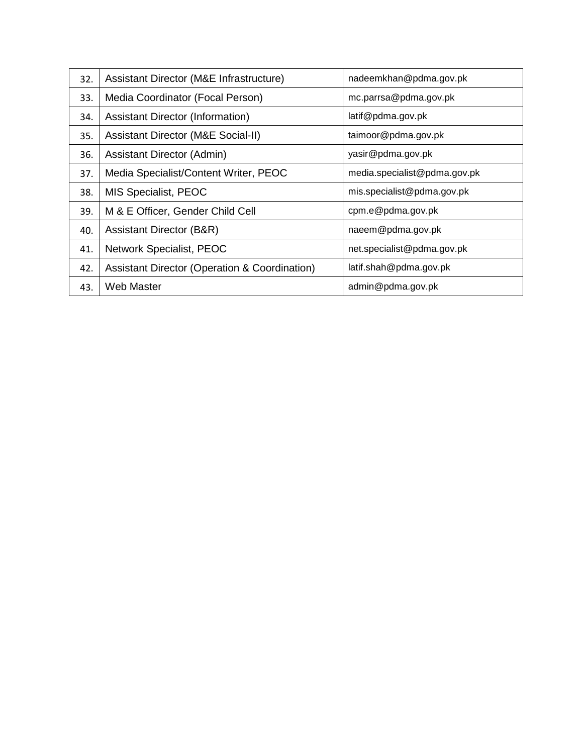| | | |
|---|---|---|
| 32. | Assistant Director (M&E Infrastructure) | nadeemkhan@pdma.gov.pk |
| 33. | Media Coordinator (Focal Person) | mc.parrsa@pdma.gov.pk |
| 34. | Assistant Director (Information) | latif@pdma.gov.pk |
| 35. | Assistant Director (M&E Social-II) | taimoor@pdma.gov.pk |
| 36. | Assistant Director (Admin) | yasir@pdma.gov.pk |
| 37. | Media Specialist/Content Writer, PEOC | media.specialist@pdma.gov.pk |
| 38. | MIS Specialist, PEOC | mis.specialist@pdma.gov.pk |
| 39. | M & E Officer, Gender Child Cell | cpm.e@pdma.gov.pk |
| 40. | Assistant Director (B&R) | naeem@pdma.gov.pk |
| 41. | Network Specialist, PEOC | net.specialist@pdma.gov.pk |
| 42. | Assistant Director (Operation & Coordination) | latif.shah@pdma.gov.pk |
| 43. | Web Master | admin@pdma.gov.pk |